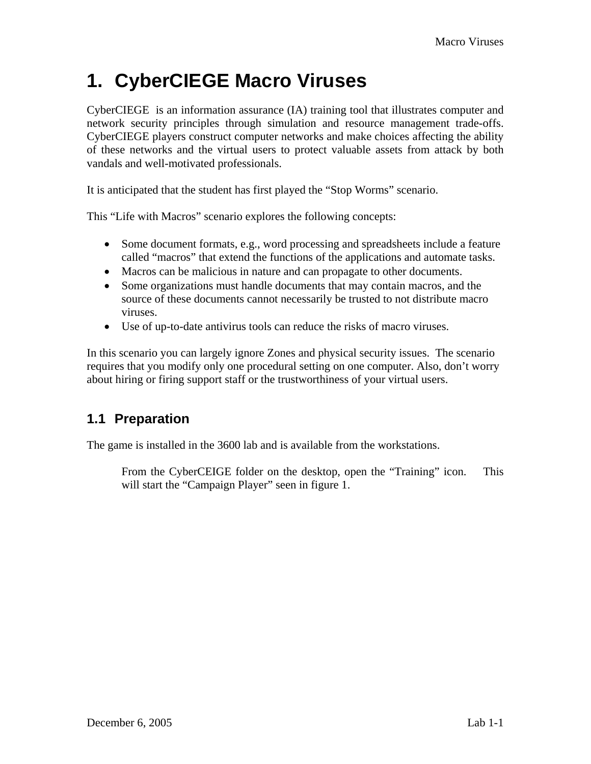# 1. CyberCIEGE Macro Viruses

CyberCIEGE is an information assurance (IA) training tool that illustrates computer and network security principles through simulation and resource management trade-offs. CyberCIEGE players construct computer networks and make choices affecting the ability of these networks and the virtual users to protect valuable assets from attack by both vandals and well-motivated professionals.

It is anticipated that the student has first played the "Stop Worms" scenario.

This "Life with Macros" scenario explores the following concepts:

- Some document formats, e.g., word processing and spreadsheets include a feature called "macros" that extend the functions of the applications and automate tasks.
- Macros can be malicious in nature and can propagate to other documents.
- Some organizations must handle documents that may contain macros, and the source of these documents cannot necessarily be trusted to not distribute macro viruses.
- Use of up-to-date antivirus tools can reduce the risks of macro viruses.

In this scenario you can largely ignore Zones and physical security issues. The scenario requires that you modify only one procedural setting on one computer. Also, don't worry about hiring or firing support staff or the trustworthiness of your virtual users.

## 1.1 Preparation

The game is installed in the 3600 lab and is available from the workstations.

> From the CyberCEIGE folder on the desktop, open the "Training" icon. This will start the "Campaign Player" seen in figure 1.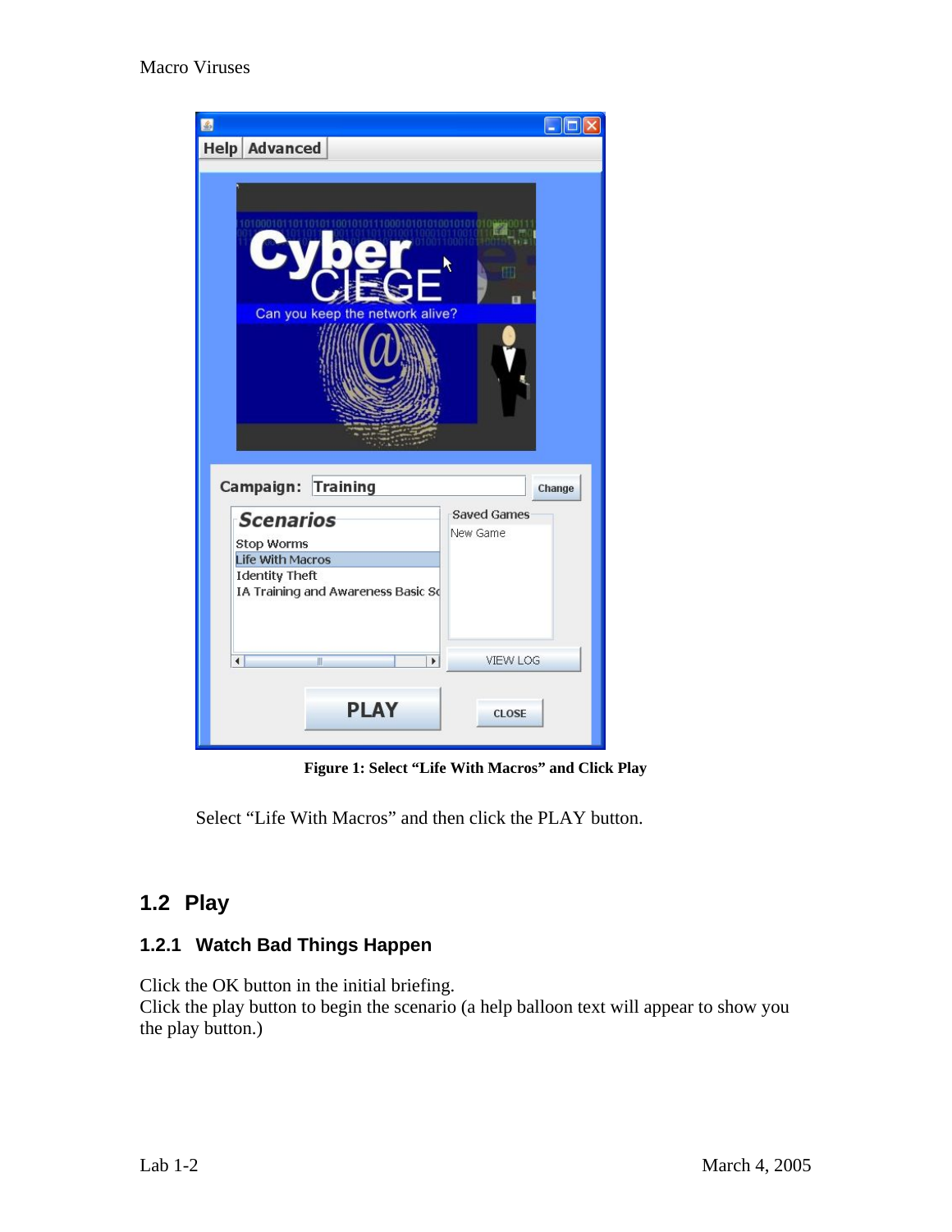**Figure 1: Select "Life With Macros" and Click Play**

Select "Life With Macros" and then click the PLAY button.

## 1.2 Play

### 1.2.1 Watch Bad Things Happen

Click the OK button in the initial briefing.
Click the play button to begin the scenario (a help balloon text will appear to show you the play button.)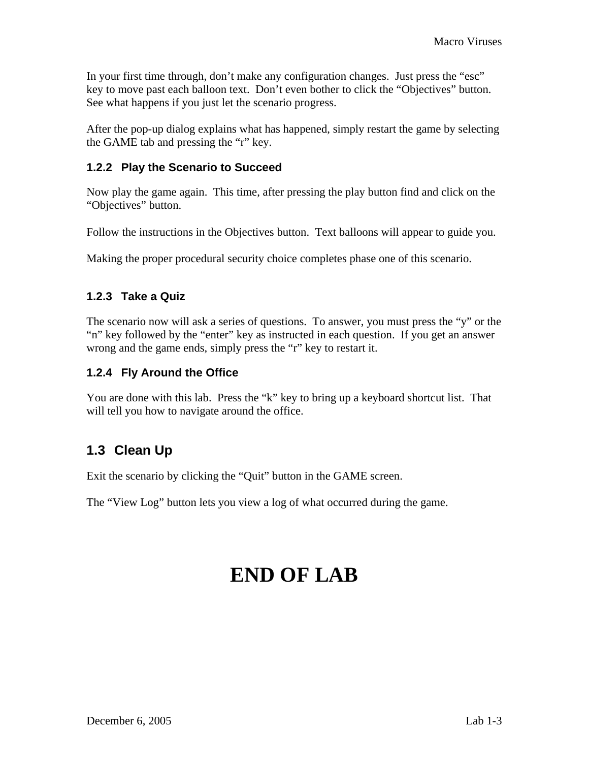In your first time through, don’t make any configuration changes. Just press the “esc” key to move past each balloon text. Don’t even bother to click the “Objectives” button. See what happens if you just let the scenario progress.

After the pop-up dialog explains what has happened, simply restart the game by selecting the GAME tab and pressing the “r” key.

### 1.2.2 Play the Scenario to Succeed

Now play the game again. This time, after pressing the play button find and click on the “Objectives” button.

Follow the instructions in the Objectives button. Text balloons will appear to guide you.

Making the proper procedural security choice completes phase one of this scenario.

### 1.2.3 Take a Quiz

The scenario now will ask a series of questions. To answer, you must press the “y” or the “n” key followed by the “enter” key as instructed in each question. If you get an answer wrong and the game ends, simply press the “r” key to restart it.

### 1.2.4 Fly Around the Office

You are done with this lab. Press the “k” key to bring up a keyboard shortcut list. That will tell you how to navigate around the office.

## 1.3 Clean Up

Exit the scenario by clicking the “Quit” button in the GAME screen.

The “View Log” button lets you view a log of what occurred during the game.

# END OF LAB